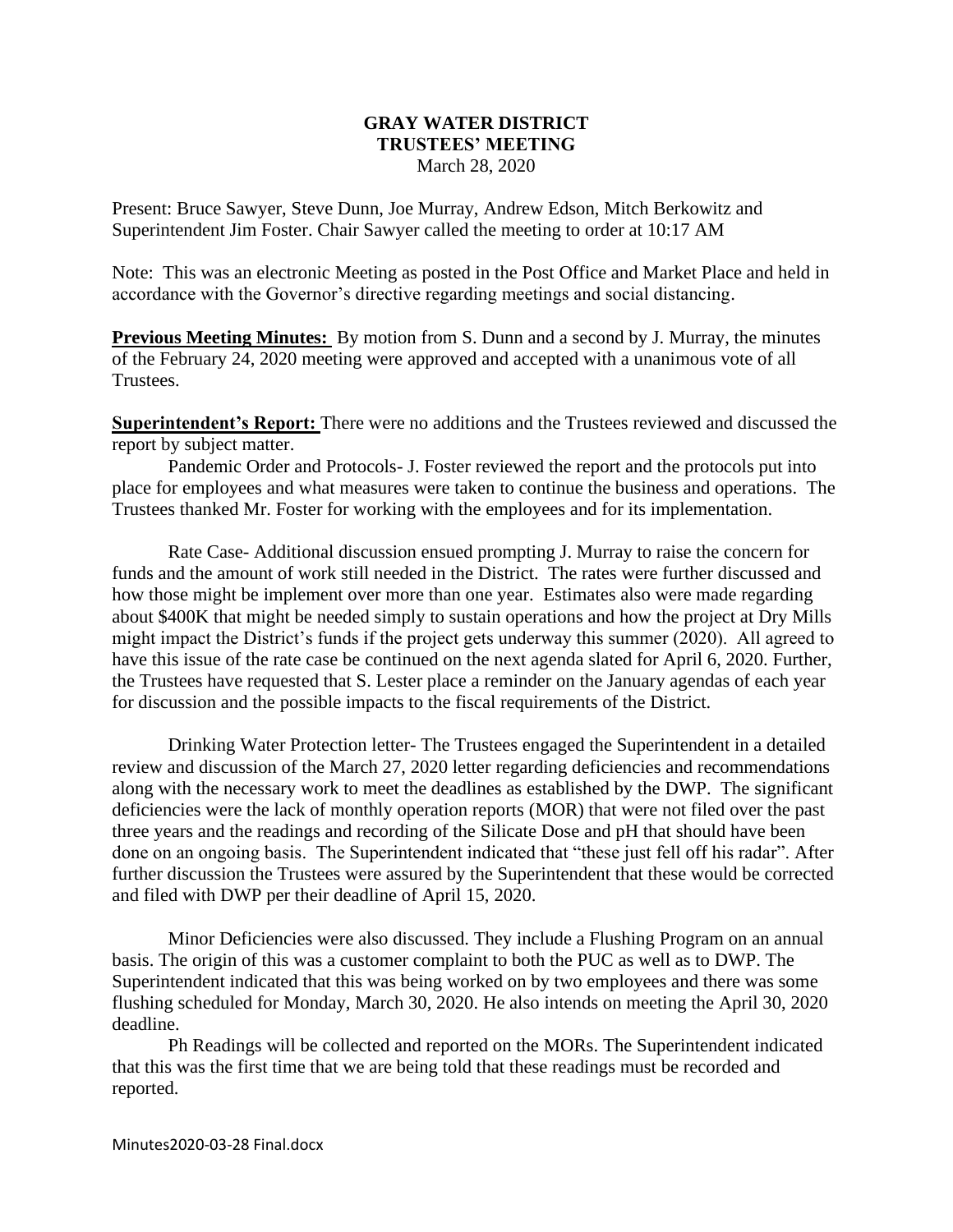**GRAY WATER DISTRICT**
**TRUSTEES' MEETING**
March 28, 2020

Present: Bruce Sawyer, Steve Dunn, Joe Murray, Andrew Edson, Mitch Berkowitz and Superintendent Jim Foster. Chair Sawyer called the meeting to order at 10:17 AM

Note: This was an electronic Meeting as posted in the Post Office and Market Place and held in accordance with the Governor's directive regarding meetings and social distancing.

**Previous Meeting Minutes:** By motion from S. Dunn and a second by J. Murray, the minutes of the February 24, 2020 meeting were approved and accepted with a unanimous vote of all Trustees.

**Superintendent's Report:** There were no additions and the Trustees reviewed and discussed the report by subject matter.

Pandemic Order and Protocols- J. Foster reviewed the report and the protocols put into place for employees and what measures were taken to continue the business and operations. The Trustees thanked Mr. Foster for working with the employees and for its implementation.

Rate Case- Additional discussion ensued prompting J. Murray to raise the concern for funds and the amount of work still needed in the District. The rates were further discussed and how those might be implement over more than one year. Estimates also were made regarding about $400K that might be needed simply to sustain operations and how the project at Dry Mills might impact the District's funds if the project gets underway this summer (2020). All agreed to have this issue of the rate case be continued on the next agenda slated for April 6, 2020. Further, the Trustees have requested that S. Lester place a reminder on the January agendas of each year for discussion and the possible impacts to the fiscal requirements of the District.

Drinking Water Protection letter- The Trustees engaged the Superintendent in a detailed review and discussion of the March 27, 2020 letter regarding deficiencies and recommendations along with the necessary work to meet the deadlines as established by the DWP. The significant deficiencies were the lack of monthly operation reports (MOR) that were not filed over the past three years and the readings and recording of the Silicate Dose and pH that should have been done on an ongoing basis. The Superintendent indicated that "these just fell off his radar". After further discussion the Trustees were assured by the Superintendent that these would be corrected and filed with DWP per their deadline of April 15, 2020.

Minor Deficiencies were also discussed. They include a Flushing Program on an annual basis. The origin of this was a customer complaint to both the PUC as well as to DWP. The Superintendent indicated that this was being worked on by two employees and there was some flushing scheduled for Monday, March 30, 2020. He also intends on meeting the April 30, 2020 deadline.

Ph Readings will be collected and reported on the MORs. The Superintendent indicated that this was the first time that we are being told that these readings must be recorded and reported.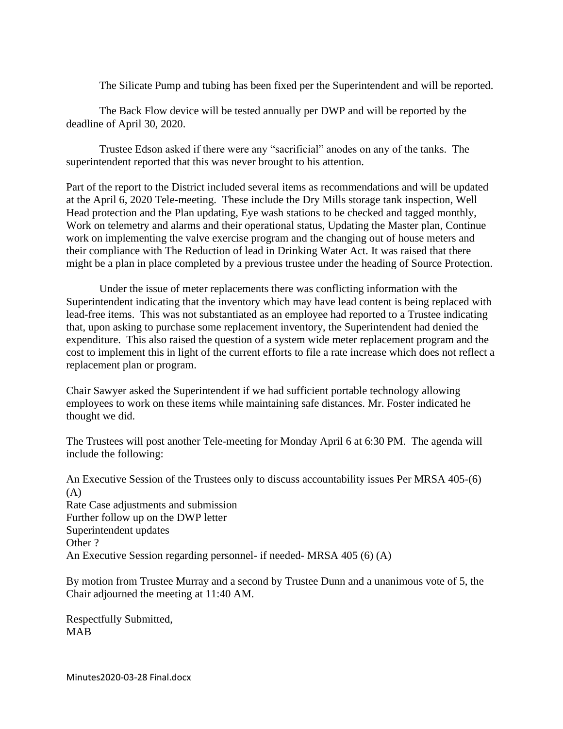The Silicate Pump and tubing has been fixed per the Superintendent and will be reported.

The Back Flow device will be tested annually per DWP and will be reported by the deadline of April 30, 2020.

Trustee Edson asked if there were any "sacrificial" anodes on any of the tanks. The superintendent reported that this was never brought to his attention.

Part of the report to the District included several items as recommendations and will be updated at the April 6, 2020 Tele-meeting. These include the Dry Mills storage tank inspection, Well Head protection and the Plan updating, Eye wash stations to be checked and tagged monthly, Work on telemetry and alarms and their operational status, Updating the Master plan, Continue work on implementing the valve exercise program and the changing out of house meters and their compliance with The Reduction of lead in Drinking Water Act. It was raised that there might be a plan in place completed by a previous trustee under the heading of Source Protection.

Under the issue of meter replacements there was conflicting information with the Superintendent indicating that the inventory which may have lead content is being replaced with lead-free items. This was not substantiated as an employee had reported to a Trustee indicating that, upon asking to purchase some replacement inventory, the Superintendent had denied the expenditure. This also raised the question of a system wide meter replacement program and the cost to implement this in light of the current efforts to file a rate increase which does not reflect a replacement plan or program.

Chair Sawyer asked the Superintendent if we had sufficient portable technology allowing employees to work on these items while maintaining safe distances. Mr. Foster indicated he thought we did.

The Trustees will post another Tele-meeting for Monday April 6 at 6:30 PM. The agenda will include the following:

An Executive Session of the Trustees only to discuss accountability issues Per MRSA 405-(6) (A)
Rate Case adjustments and submission
Further follow up on the DWP letter
Superintendent updates
Other ?
An Executive Session regarding personnel- if needed- MRSA 405 (6) (A)

By motion from Trustee Murray and a second by Trustee Dunn and a unanimous vote of 5, the Chair adjourned the meeting at 11:40 AM.

Respectfully Submitted,
MAB

Minutes2020-03-28 Final.docx